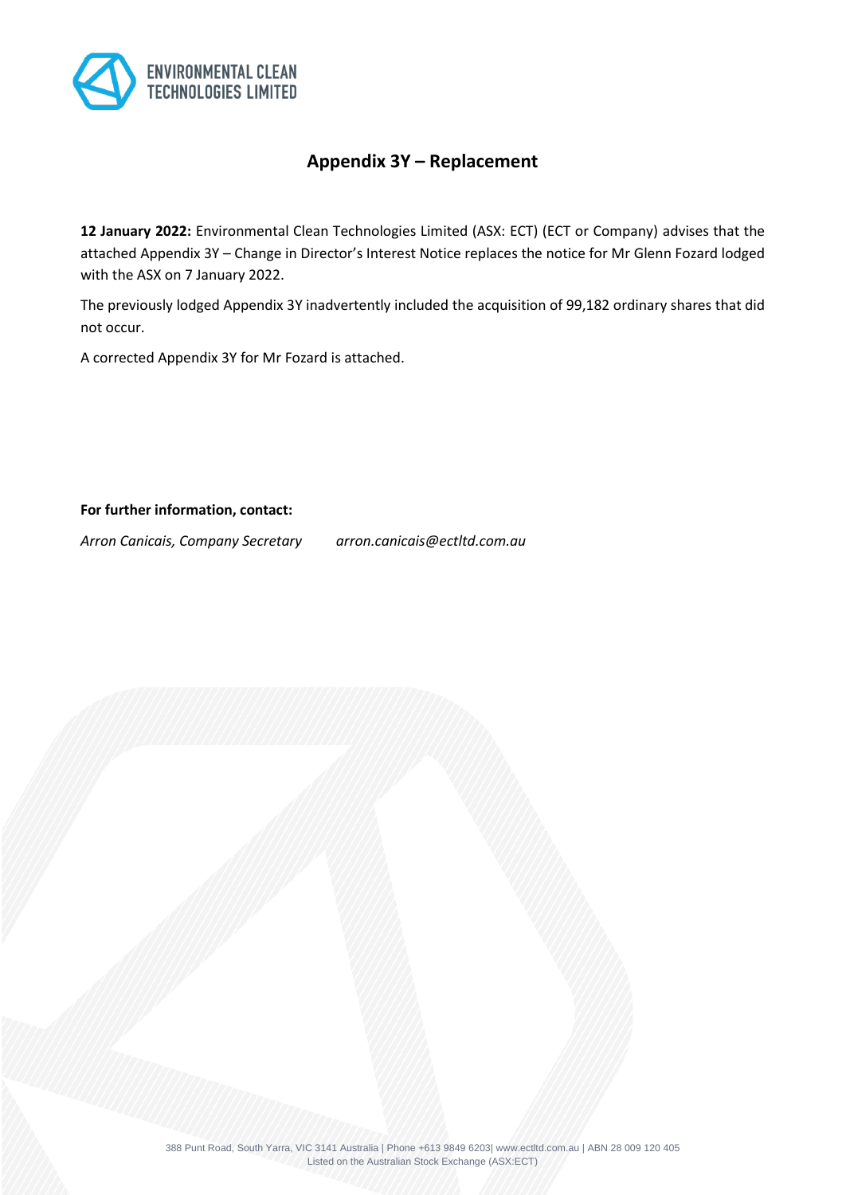# Appendix 3Y – Replacement

**12 January 2022:** Environmental Clean Technologies Limited (ASX: ECT) (ECT or Company) advises that the attached Appendix 3Y – Change in Director's Interest Notice replaces the notice for Mr Glenn Fozard lodged with the ASX on 7 January 2022.

The previously lodged Appendix 3Y inadvertently included the acquisition of 99,182 ordinary shares that did not occur.

A corrected Appendix 3Y for Mr Fozard is attached.

**For further information, contact:**

*Arron Canicais, Company Secretary* *arron.canicais@ectltd.com.au*

388 Punt Road, South Yarra, VIC 3141 Australia | Phone +613 9849 6203| www.ectltd.com.au | ABN 28 009 120 405
Listed on the Australian Stock Exchange (ASX:ECT)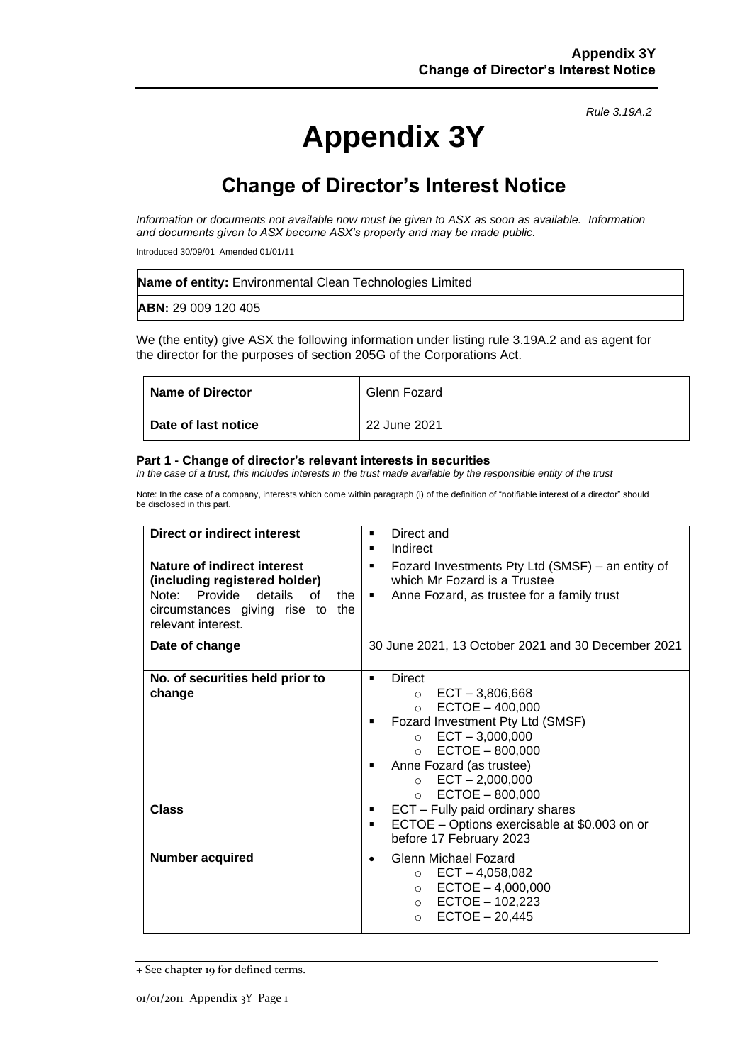*Rule 3.19A.2*

# Appendix 3Y

## Change of Director's Interest Notice

*Information or documents not available now must be given to ASX as soon as available. Information and documents given to ASX become ASX's property and may be made public.*

Introduced 30/09/01 Amended 01/01/11

| **Name of entity:** Environmental Clean Technologies Limited |
|---|
| **ABN:** 29 009 120 405 |

We (the entity) give ASX the following information under listing rule 3.19A.2 and as agent for the director for the purposes of section 205G of the Corporations Act.

| **Name of Director** | Glenn Fozard |
|---|---|
| **Date of last notice** | 22 June 2021 |

**Part 1 - Change of director's relevant interests in securities**

*In the case of a trust, this includes interests in the trust made available by the responsible entity of the trust*

Note: In the case of a company, interests which come within paragraph (i) of the definition of "notifiable interest of a director" should be disclosed in this part.

| **Direct or indirect interest** | ▪ Direct and<br>▪ Indirect |
|---|---|
| **Nature of indirect interest (including registered holder)**<br>Note: Provide details of the circumstances giving rise to the relevant interest. | ▪ Fozard Investments Pty Ltd (SMSF) – an entity of which Mr Fozard is a Trustee<br>▪ Anne Fozard, as trustee for a family trust |
| **Date of change** | 30 June 2021, 13 October 2021 and 30 December 2021 |
| **No. of securities held prior to change** | ▪ Direct<br>○ ECT – 3,806,668<br>○ ECTOE – 400,000<br>▪ Fozard Investment Pty Ltd (SMSF)<br>○ ECT – 3,000,000<br>○ ECTOE – 800,000<br>▪ Anne Fozard (as trustee)<br>○ ECT – 2,000,000<br>○ ECTOE – 800,000 |
| **Class** | ▪ ECT – Fully paid ordinary shares<br>▪ ECTOE – Options exercisable at \$0.003 on or before 17 February 2023 |
| **Number acquired** | • Glenn Michael Fozard<br>○ ECT – 4,058,082<br>○ ECTOE – 4,000,000<br>○ ECTOE – 102,223<br>○ ECTOE – 20,445 |

+ See chapter 19 for defined terms.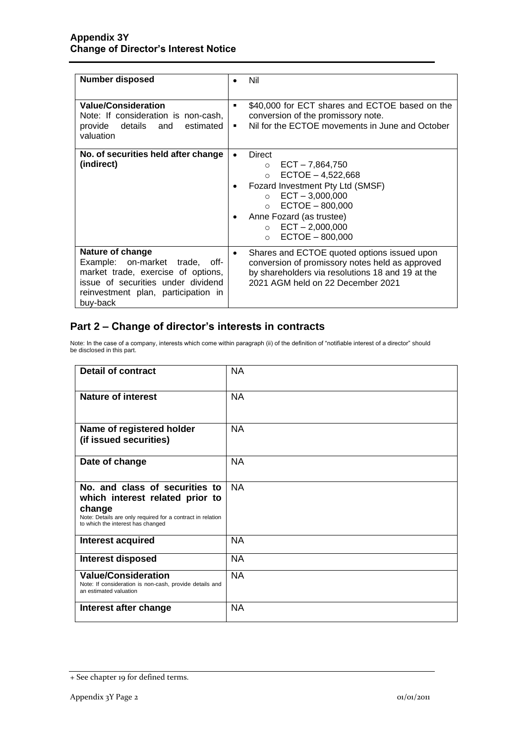| | |
|---|---|
| **Number disposed** | • Nil |
| **Value/Consideration**<br>Note: If consideration is non-cash, provide details and estimated valuation | ▪ $40,000 for ECT shares and ECTOE based on the conversion of the promissory note.<br>▪ Nil for the ECTOE movements in June and October |
| **No. of securities held after change (indirect)** | • Direct<br>  ○ ECT – 7,864,750<br>  ○ ECTOE – 4,522,668<br>• Fozard Investment Pty Ltd (SMSF)<br>  ○ ECT – 3,000,000<br>  ○ ECTOE – 800,000<br>• Anne Fozard (as trustee)<br>  ○ ECT – 2,000,000<br>  ○ ECTOE – 800,000 |
| **Nature of change**<br>Example: on-market trade, off-market trade, exercise of options, issue of securities under dividend reinvestment plan, participation in buy-back | • Shares and ECTOE quoted options issued upon conversion of promissory notes held as approved by shareholders via resolutions 18 and 19 at the 2021 AGM held on 22 December 2021 |

## Part 2 – Change of director's interests in contracts

Note: In the case of a company, interests which come within paragraph (ii) of the definition of "notifiable interest of a director" should be disclosed in this part.

| | |
|---|---|
| **Detail of contract** | NA |
| **Nature of interest** | NA |
| **Name of registered holder (if issued securities)** | NA |
| **Date of change** | NA |
| **No. and class of securities to which interest related prior to change**<br>Note: Details are only required for a contract in relation to which the interest has changed | NA |
| **Interest acquired** | NA |
| **Interest disposed** | NA |
| **Value/Consideration**<br>Note: If consideration is non-cash, provide details and an estimated valuation | NA |
| **Interest after change** | NA |

+ See chapter 19 for defined terms.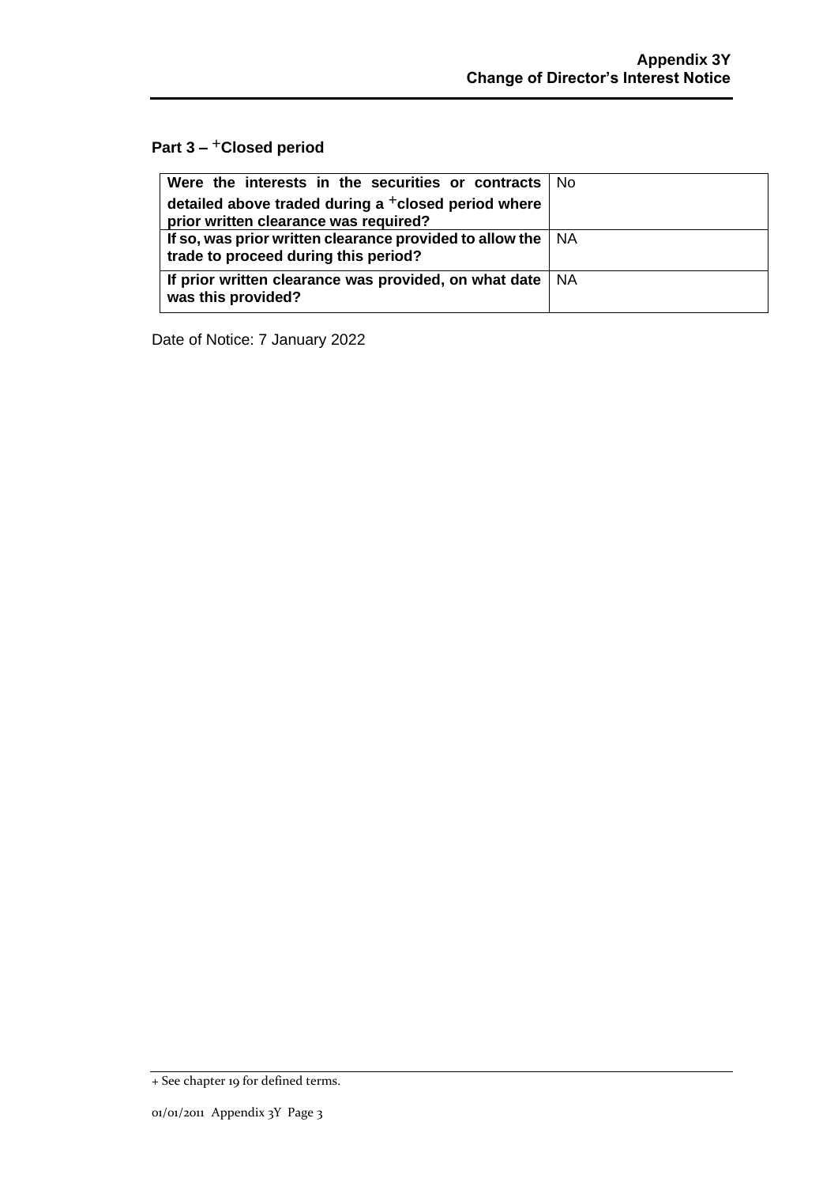## Part 3 – +Closed period

| | |
|---|---|
| **Were the interests in the securities or contracts detailed above traded during a +closed period where prior written clearance was required?** | No |
| **If so, was prior written clearance provided to allow the trade to proceed during this period?** | NA |
| **If prior written clearance was provided, on what date was this provided?** | NA |

Date of Notice: 7 January 2022

+ See chapter 19 for defined terms.